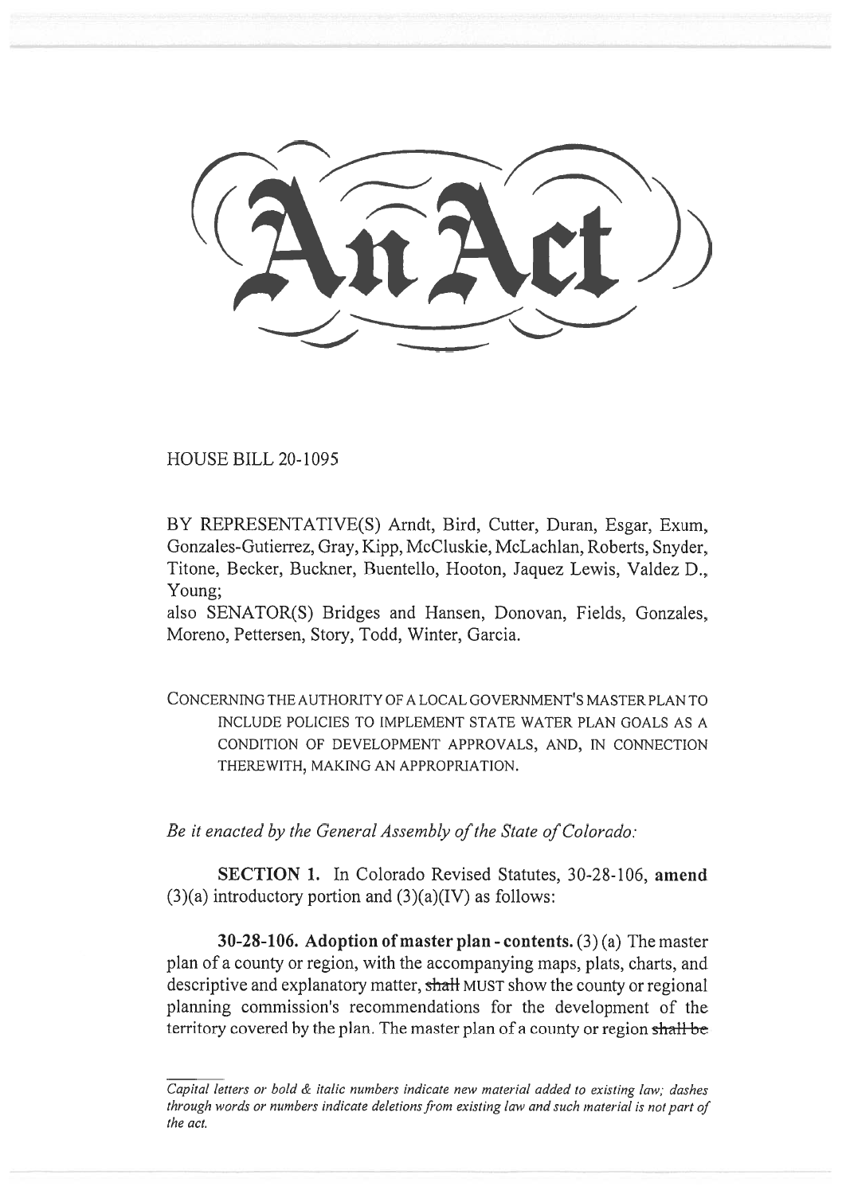# An Act

HOUSE BILL 20-1095

BY REPRESENTATIVE(S) Arndt, Bird, Cutter, Duran, Esgar, Exum, Gonzales-Gutierrez, Gray, Kipp, McCluskie, McLachlan, Roberts, Snyder, Titone, Becker, Buckner, Buentello, Hooton, Jaquez Lewis, Valdez D., Young;

also SENATOR(S) Bridges and Hansen, Donovan, Fields, Gonzales, Moreno, Pettersen, Story, Todd, Winter, Garcia.

CONCERNING THE AUTHORITY OF A LOCAL GOVERNMENT'S MASTER PLAN TO INCLUDE POLICIES TO IMPLEMENT STATE WATER PLAN GOALS AS A CONDITION OF DEVELOPMENT APPROVALS, AND, IN CONNECTION THEREWITH, MAKING AN APPROPRIATION.

*Be it enacted by the General Assembly of the State of Colorado:*

**SECTION 1.** In Colorado Revised Statutes, 30-28-106, **amend** (3)(a) introductory portion and (3)(a)(IV) as follows:

**30-28-106. Adoption of master plan - contents.** (3) (a) The master plan of a county or region, with the accompanying maps, plats, charts, and descriptive and explanatory matter, ~~shall~~ MUST show the county or regional planning commission's recommendations for the development of the territory covered by the plan. The master plan of a county or region ~~shall be~~

*Capital letters or bold & italic numbers indicate new material added to existing law; dashes through words or numbers indicate deletions from existing law and such material is not part of the act.*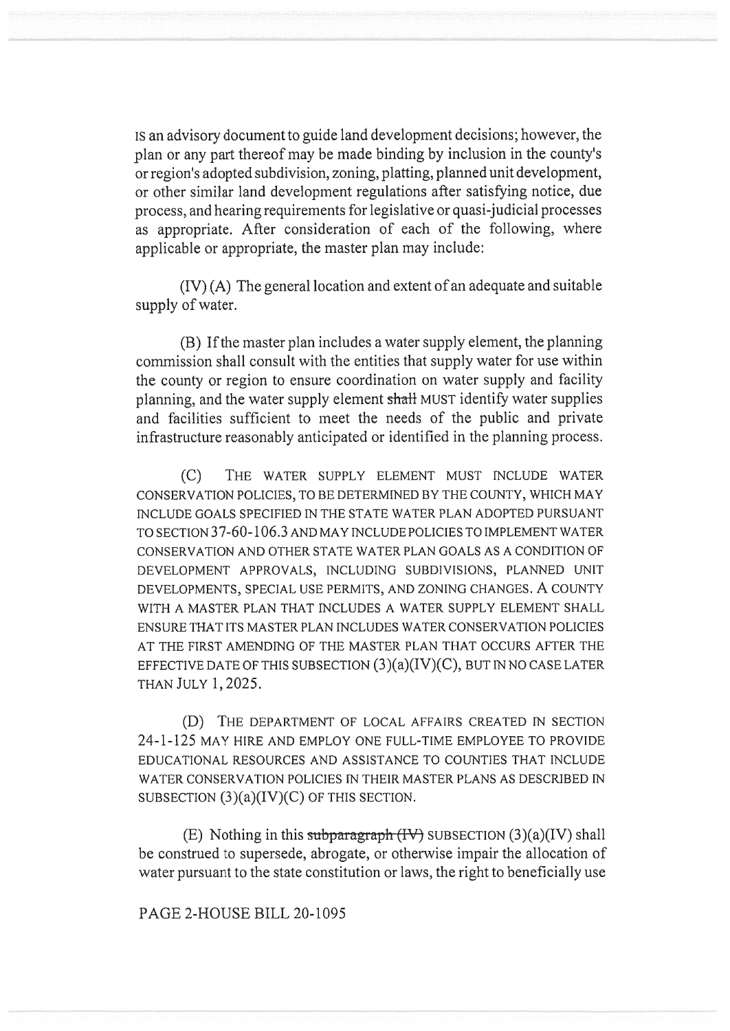IS an advisory document to guide land development decisions; however, the plan or any part thereof may be made binding by inclusion in the county's or region's adopted subdivision, zoning, platting, planned unit development, or other similar land development regulations after satisfying notice, due process, and hearing requirements for legislative or quasi-judicial processes as appropriate. After consideration of each of the following, where applicable or appropriate, the master plan may include:

(IV) (A) The general location and extent of an adequate and suitable supply of water.

(B) If the master plan includes a water supply element, the planning commission shall consult with the entities that supply water for use within the county or region to ensure coordination on water supply and facility planning, and the water supply element ~~shall~~ MUST identify water supplies and facilities sufficient to meet the needs of the public and private infrastructure reasonably anticipated or identified in the planning process.

(C) THE WATER SUPPLY ELEMENT MUST INCLUDE WATER CONSERVATION POLICIES, TO BE DETERMINED BY THE COUNTY, WHICH MAY INCLUDE GOALS SPECIFIED IN THE STATE WATER PLAN ADOPTED PURSUANT TO SECTION 37-60-106.3 AND MAY INCLUDE POLICIES TO IMPLEMENT WATER CONSERVATION AND OTHER STATE WATER PLAN GOALS AS A CONDITION OF DEVELOPMENT APPROVALS, INCLUDING SUBDIVISIONS, PLANNED UNIT DEVELOPMENTS, SPECIAL USE PERMITS, AND ZONING CHANGES. A COUNTY WITH A MASTER PLAN THAT INCLUDES A WATER SUPPLY ELEMENT SHALL ENSURE THAT ITS MASTER PLAN INCLUDES WATER CONSERVATION POLICIES AT THE FIRST AMENDING OF THE MASTER PLAN THAT OCCURS AFTER THE EFFECTIVE DATE OF THIS SUBSECTION (3)(a)(IV)(C), BUT IN NO CASE LATER THAN JULY 1, 2025.

(D) THE DEPARTMENT OF LOCAL AFFAIRS CREATED IN SECTION 24-1-125 MAY HIRE AND EMPLOY ONE FULL-TIME EMPLOYEE TO PROVIDE EDUCATIONAL RESOURCES AND ASSISTANCE TO COUNTIES THAT INCLUDE WATER CONSERVATION POLICIES IN THEIR MASTER PLANS AS DESCRIBED IN SUBSECTION (3)(a)(IV)(C) OF THIS SECTION.

(E) Nothing in this ~~subparagraph (IV)~~ SUBSECTION (3)(a)(IV) shall be construed to supersede, abrogate, or otherwise impair the allocation of water pursuant to the state constitution or laws, the right to beneficially use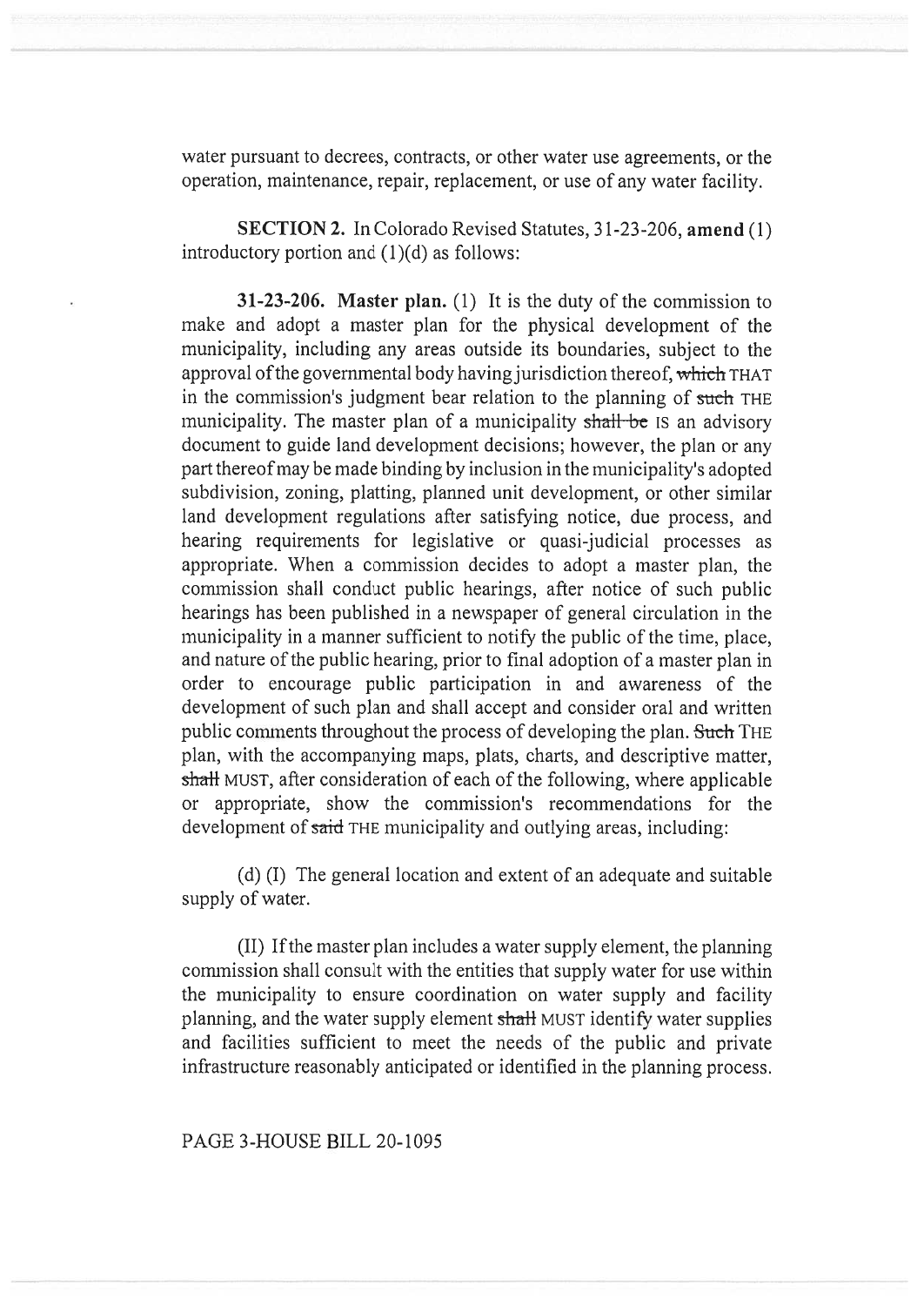water pursuant to decrees, contracts, or other water use agreements, or the operation, maintenance, repair, replacement, or use of any water facility.

**SECTION 2.** In Colorado Revised Statutes, 31-23-206, **amend** (1) introductory portion and (1)(d) as follows:

**31-23-206. Master plan.** (1) It is the duty of the commission to make and adopt a master plan for the physical development of the municipality, including any areas outside its boundaries, subject to the approval of the governmental body having jurisdiction thereof, ~~which~~ THAT in the commission's judgment bear relation to the planning of ~~such~~ THE municipality. The master plan of a municipality ~~shall be~~ IS an advisory document to guide land development decisions; however, the plan or any part thereof may be made binding by inclusion in the municipality's adopted subdivision, zoning, platting, planned unit development, or other similar land development regulations after satisfying notice, due process, and hearing requirements for legislative or quasi-judicial processes as appropriate. When a commission decides to adopt a master plan, the commission shall conduct public hearings, after notice of such public hearings has been published in a newspaper of general circulation in the municipality in a manner sufficient to notify the public of the time, place, and nature of the public hearing, prior to final adoption of a master plan in order to encourage public participation in and awareness of the development of such plan and shall accept and consider oral and written public comments throughout the process of developing the plan. ~~Such~~ THE plan, with the accompanying maps, plats, charts, and descriptive matter, ~~shall~~ MUST, after consideration of each of the following, where applicable or appropriate, show the commission's recommendations for the development of ~~said~~ THE municipality and outlying areas, including:

(d) (I) The general location and extent of an adequate and suitable supply of water.

(II) If the master plan includes a water supply element, the planning commission shall consult with the entities that supply water for use within the municipality to ensure coordination on water supply and facility planning, and the water supply element ~~shall~~ MUST identify water supplies and facilities sufficient to meet the needs of the public and private infrastructure reasonably anticipated or identified in the planning process.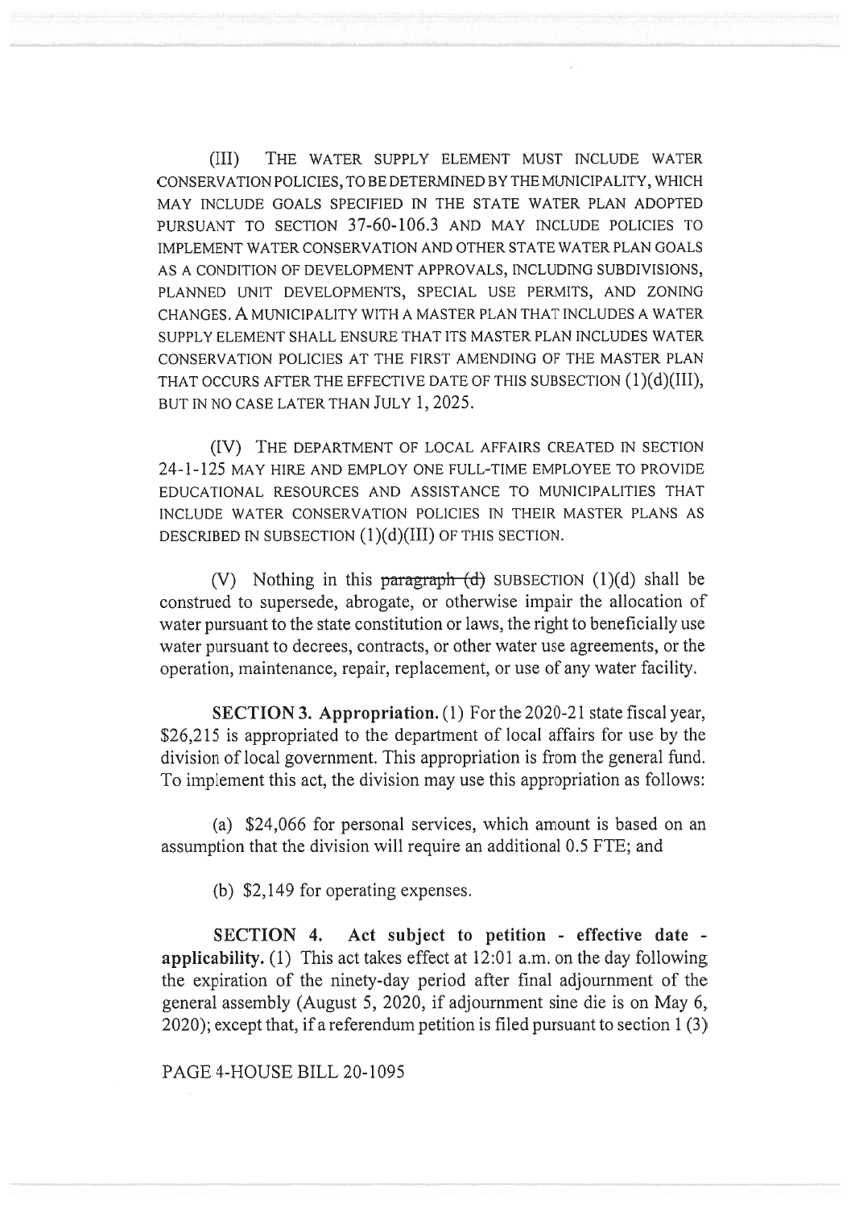(III) THE WATER SUPPLY ELEMENT MUST INCLUDE WATER CONSERVATION POLICIES, TO BE DETERMINED BY THE MUNICIPALITY, WHICH MAY INCLUDE GOALS SPECIFIED IN THE STATE WATER PLAN ADOPTED PURSUANT TO SECTION 37-60-106.3 AND MAY INCLUDE POLICIES TO IMPLEMENT WATER CONSERVATION AND OTHER STATE WATER PLAN GOALS AS A CONDITION OF DEVELOPMENT APPROVALS, INCLUDING SUBDIVISIONS, PLANNED UNIT DEVELOPMENTS, SPECIAL USE PERMITS, AND ZONING CHANGES. A MUNICIPALITY WITH A MASTER PLAN THAT INCLUDES A WATER SUPPLY ELEMENT SHALL ENSURE THAT ITS MASTER PLAN INCLUDES WATER CONSERVATION POLICIES AT THE FIRST AMENDING OF THE MASTER PLAN THAT OCCURS AFTER THE EFFECTIVE DATE OF THIS SUBSECTION (1)(d)(III), BUT IN NO CASE LATER THAN JULY 1, 2025.

(IV) THE DEPARTMENT OF LOCAL AFFAIRS CREATED IN SECTION 24-1-125 MAY HIRE AND EMPLOY ONE FULL-TIME EMPLOYEE TO PROVIDE EDUCATIONAL RESOURCES AND ASSISTANCE TO MUNICIPALITIES THAT INCLUDE WATER CONSERVATION POLICIES IN THEIR MASTER PLANS AS DESCRIBED IN SUBSECTION (1)(d)(III) OF THIS SECTION.

(V) Nothing in this ~~paragraph (d)~~ SUBSECTION (1)(d) shall be construed to supersede, abrogate, or otherwise impair the allocation of water pursuant to the state constitution or laws, the right to beneficially use water pursuant to decrees, contracts, or other water use agreements, or the operation, maintenance, repair, replacement, or use of any water facility.

**SECTION 3. Appropriation.** (1) For the 2020-21 state fiscal year, $26,215 is appropriated to the department of local affairs for use by the division of local government. This appropriation is from the general fund. To implement this act, the division may use this appropriation as follows:

(a) $24,066 for personal services, which amount is based on an assumption that the division will require an additional 0.5 FTE; and

(b) $2,149 for operating expenses.

**SECTION 4. Act subject to petition - effective date - applicability.** (1) This act takes effect at 12:01 a.m. on the day following the expiration of the ninety-day period after final adjournment of the general assembly (August 5, 2020, if adjournment sine die is on May 6, 2020); except that, if a referendum petition is filed pursuant to section 1 (3)

PAGE 4-HOUSE BILL 20-1095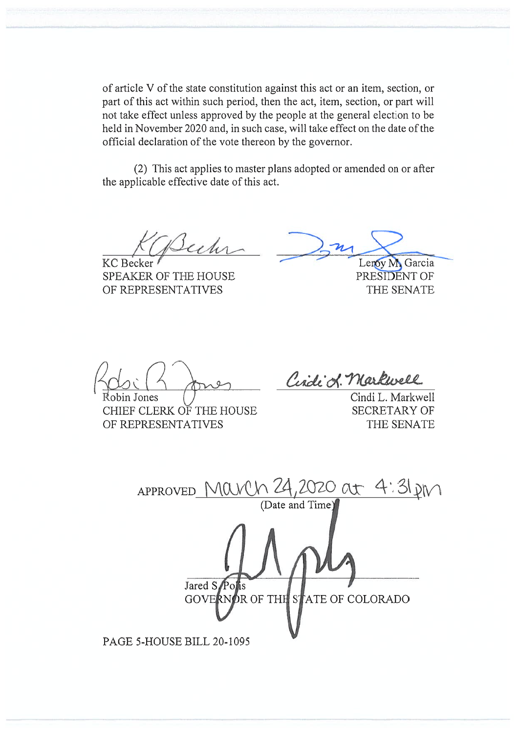of article V of the state constitution against this act or an item, section, or part of this act within such period, then the act, item, section, or part will not take effect unless approved by the people at the general election to be held in November 2020 and, in such case, will take effect on the date of the official declaration of the vote thereon by the governor.

(2) This act applies to master plans adopted or amended on or after the applicable effective date of this act.

KC Becker
SPEAKER OF THE HOUSE
OF REPRESENTATIVES

Leroy M. Garcia
PRESIDENT OF
THE SENATE

Robin Jones
CHIEF CLERK OF THE HOUSE
OF REPRESENTATIVES

Cindi L. Markwell
SECRETARY OF
THE SENATE

APPROVED March 24, 2020 at 4:31pm
(Date and Time)

Jared S. Polis
GOVERNOR OF THE STATE OF COLORADO

PAGE 5-HOUSE BILL 20-1095